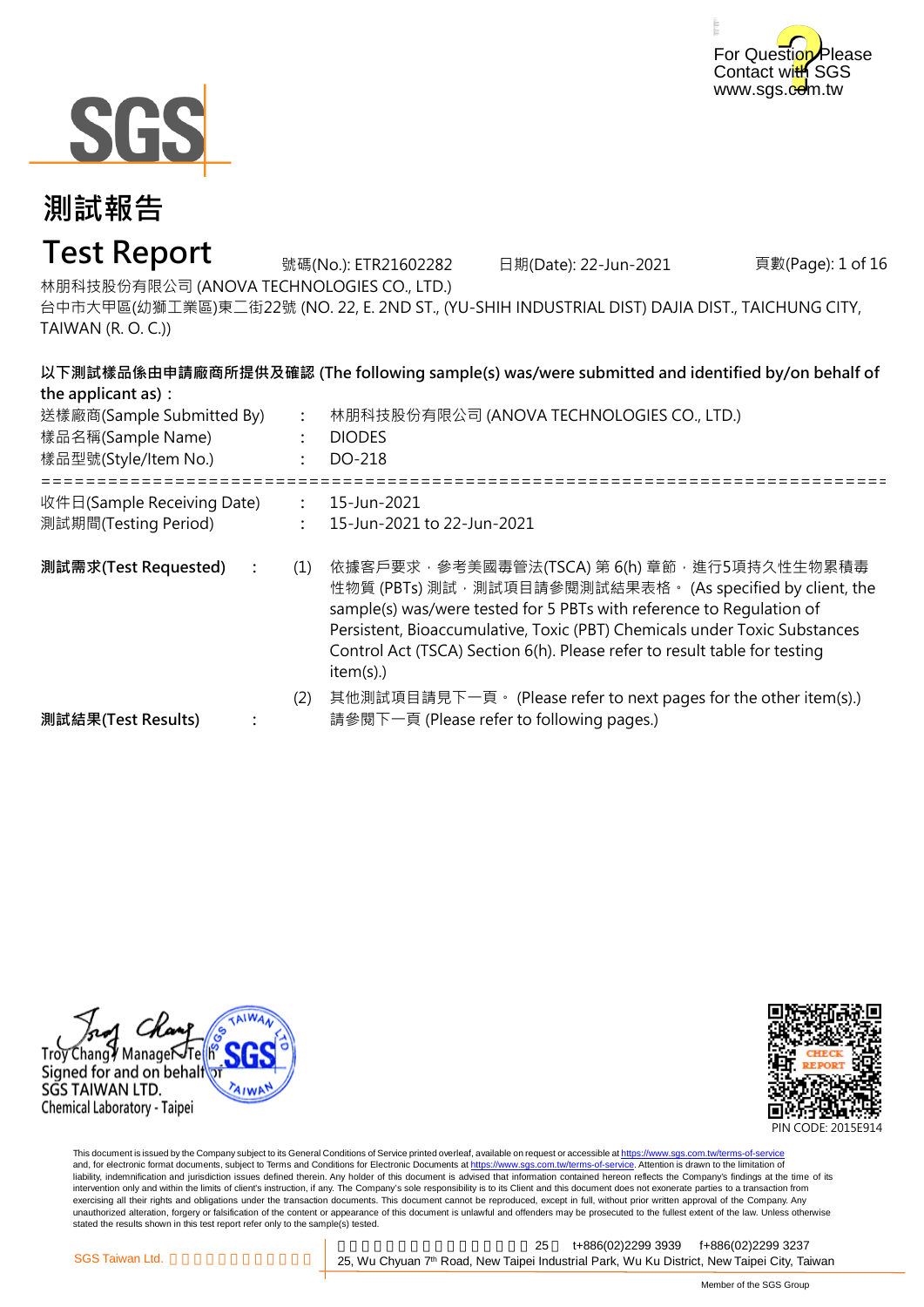# 測試報告

# Test Report

號碼(No.): ETR21602282　　日期(Date): 22-Jun-2021

林朋科技股份有限公司 (ANOVA TECHNOLOGIES CO., LTD.)

台中市大甲區(幼獅工業區)東二街22號 (NO. 22, E. 2ND ST., (YU-SHIH INDUSTRIAL DIST) DAJIA DIST., TAICHUNG CITY, TAIWAN (R. O. C.))

**以下測試樣品係由申請廠商所提供及確認 (The following sample(s) was/were submitted and identified by/on behalf of the applicant as)：**

送樣廠商(Sample Submitted By)　:　林朋科技股份有限公司 (ANOVA TECHNOLOGIES CO., LTD.)

樣品名稱(Sample Name)　:　DIODES

樣品型號(Style/Item No.)　:　DO-218

===========================================================================

收件日(Sample Receiving Date)　:　15-Jun-2021

測試期間(Testing Period)　:　15-Jun-2021 to 22-Jun-2021

**測試需求(Test Requested)**　:

(1) 依據客戶要求，參考美國毒管法(TSCA) 第 6(h) 章節，進行5項持久性生物累積毒性物質 (PBTs) 測試，測試項目請參閱測試結果表格。 (As specified by client, the sample(s) was/were tested for 5 PBTs with reference to Regulation of Persistent, Bioaccumulative, Toxic (PBT) Chemicals under Toxic Substances Control Act (TSCA) Section 6(h). Please refer to result table for testing item(s).)

(2) 其他測試項目請見下一頁。 (Please refer to next pages for the other item(s).)

**測試結果(Test Results)**　:　請參閱下一頁 (Please refer to following pages.)

Troy Chang / Manager-Tech
Signed for and on behalf of
SGS TAIWAN LTD.
Chemical Laboratory - Taipei

PIN CODE: 2015E914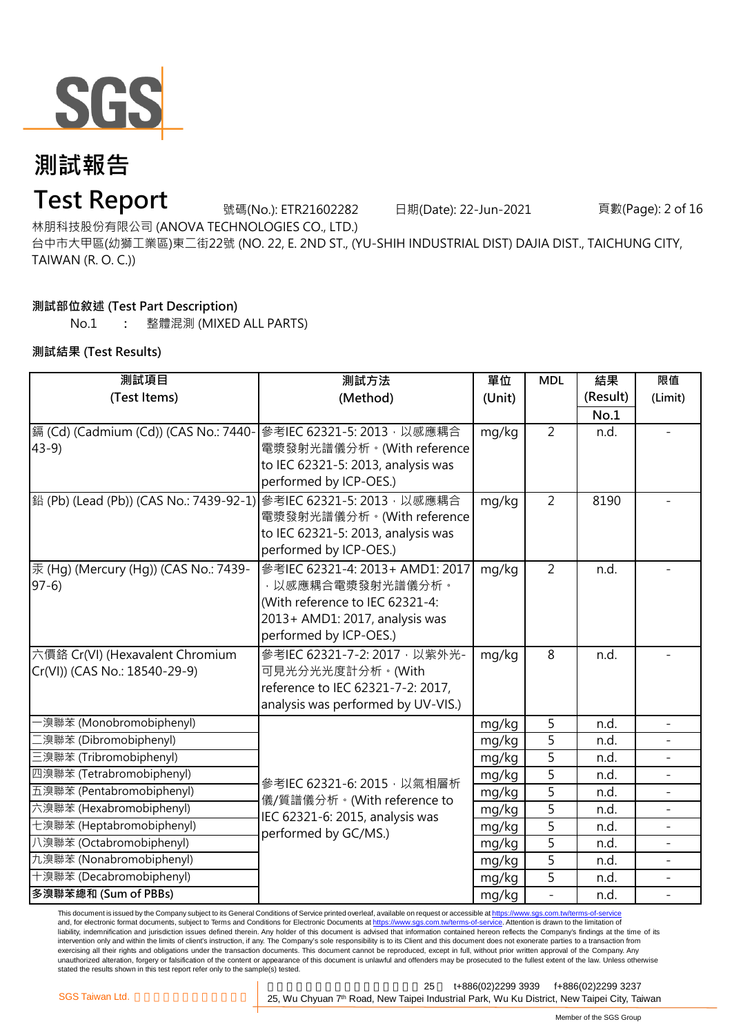# 測試報告

# Test Report

號碼(No.): ETR21602282　　日期(Date): 22-Jun-2021

林朋科技股份有限公司 (ANOVA TECHNOLOGIES CO., LTD.)

台中市大甲區(幼獅工業區)東二街22號 (NO. 22, E. 2ND ST., (YU-SHIH INDUSTRIAL DIST) DAJIA DIST., TAICHUNG CITY, TAIWAN (R. O. C.))

**測試部位敘述 (Test Part Description)**

No.1　:　整體混測 (MIXED ALL PARTS)

**測試結果 (Test Results)**

| 測試項目 (Test Items) | 測試方法 (Method) | 單位 (Unit) | MDL | 結果 (Result) No.1 | 限值 (Limit) |
|---|---|---|---|---|---|
| 鎘 (Cd) (Cadmium (Cd)) (CAS No.: 7440-43-9) | 參考IEC 62321-5: 2013，以感應耦合電漿發射光譜儀分析。(With reference to IEC 62321-5: 2013, analysis was performed by ICP-OES.) | mg/kg | 2 | n.d. | - |
| 鉛 (Pb) (Lead (Pb)) (CAS No.: 7439-92-1) | 參考IEC 62321-5: 2013，以感應耦合電漿發射光譜儀分析。(With reference to IEC 62321-5: 2013, analysis was performed by ICP-OES.) | mg/kg | 2 | 8190 | - |
| 汞 (Hg) (Mercury (Hg)) (CAS No.: 7439-97-6) | 參考IEC 62321-4: 2013+ AMD1: 2017，以感應耦合電漿發射光譜儀分析。(With reference to IEC 62321-4: 2013+ AMD1: 2017, analysis was performed by ICP-OES.) | mg/kg | 2 | n.d. | - |
| 六價鉻 Cr(VI) (Hexavalent Chromium Cr(VI)) (CAS No.: 18540-29-9) | 參考IEC 62321-7-2: 2017，以紫外光-可見光分光光度計分析。(With reference to IEC 62321-7-2: 2017, analysis was performed by UV-VIS.) | mg/kg | 8 | n.d. | - |
| 一溴聯苯 (Monobromobiphenyl) | 參考IEC 62321-6: 2015，以氣相層析儀/質譜儀分析。(With reference to IEC 62321-6: 2015, analysis was performed by GC/MS.) | mg/kg | 5 | n.d. | - |
| 二溴聯苯 (Dibromobiphenyl) | | mg/kg | 5 | n.d. | - |
| 三溴聯苯 (Tribromobiphenyl) | | mg/kg | 5 | n.d. | - |
| 四溴聯苯 (Tetrabromobiphenyl) | | mg/kg | 5 | n.d. | - |
| 五溴聯苯 (Pentabromobiphenyl) | | mg/kg | 5 | n.d. | - |
| 六溴聯苯 (Hexabromobiphenyl) | | mg/kg | 5 | n.d. | - |
| 七溴聯苯 (Heptabromobiphenyl) | | mg/kg | 5 | n.d. | - |
| 八溴聯苯 (Octabromobiphenyl) | | mg/kg | 5 | n.d. | - |
| 九溴聯苯 (Nonabromobiphenyl) | | mg/kg | 5 | n.d. | - |
| 十溴聯苯 (Decabromobiphenyl) | | mg/kg | 5 | n.d. | - |
| **多溴聯苯總和 (Sum of PBBs)** | | mg/kg | - | n.d. | - |

This document is issued by the Company subject to its General Conditions of Service printed overleaf, available on request or accessible at https://www.sgs.com.tw/terms-of-service and, for electronic format documents, subject to Terms and Conditions for Electronic Documents at https://www.sgs.com.tw/terms-of-service. Attention is drawn to the limitation of liability, indemnification and jurisdiction issues defined therein. Any holder of this document is advised that information contained hereon reflects the Company's findings at the time of its intervention only and within the limits of client's instruction, if any. The Company's sole responsibility is to its Client and this document does not exonerate parties to a transaction from exercising all their rights and obligations under the transaction documents. This document cannot be reproduced, except in full, without prior written approval of the Company. Any unauthorized alteration, forgery or falsification of the content or appearance of this document is unlawful and offenders may be prosecuted to the fullest extent of the law. Unless otherwise stated the results shown in this test report refer only to the sample(s) tested.

SGS Taiwan Ltd. | 25, Wu Chyuan 7th Road, New Taipei Industrial Park, Wu Ku District, New Taipei City, Taiwan | t+886(02)2299 3939 | f+886(02)2299 3237

Member of the SGS Group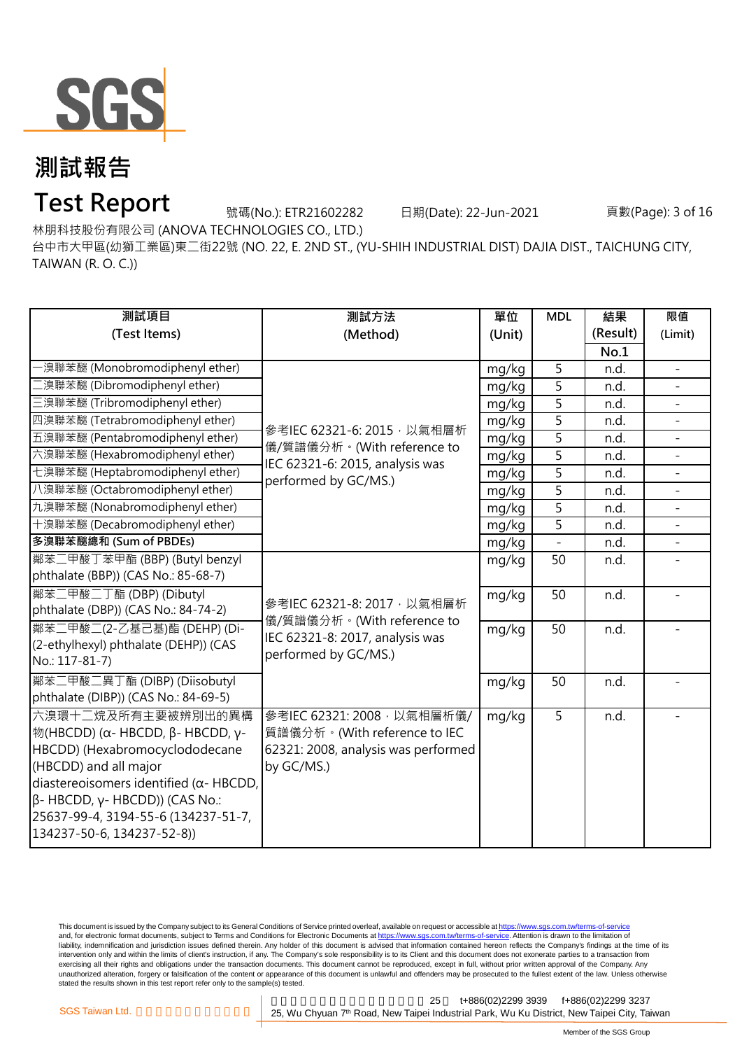# 測試報告

# Test Report

號碼(No.): ETR21602282　　日期(Date): 22-Jun-2021

林朋科技股份有限公司 (ANOVA TECHNOLOGIES CO., LTD.)

台中市大甲區(幼獅工業區)東二街22號 (NO. 22, E. 2ND ST., (YU-SHIH INDUSTRIAL DIST) DAJIA DIST., TAICHUNG CITY, TAIWAN (R. O. C.))

| 測試項目 (Test Items) | 測試方法 (Method) | 單位 (Unit) | MDL | 結果 (Result) No.1 | 限值 (Limit) |
|---|---|---|---|---|---|
| 一溴聯苯醚 (Monobromodiphenyl ether) | 參考IEC 62321-6: 2015，以氣相層析儀/質譜儀分析。(With reference to IEC 62321-6: 2015, analysis was performed by GC/MS.) | mg/kg | 5 | n.d. | - |
| 二溴聯苯醚 (Dibromodiphenyl ether) | | mg/kg | 5 | n.d. | - |
| 三溴聯苯醚 (Tribromodiphenyl ether) | | mg/kg | 5 | n.d. | - |
| 四溴聯苯醚 (Tetrabromodiphenyl ether) | | mg/kg | 5 | n.d. | - |
| 五溴聯苯醚 (Pentabromodiphenyl ether) | | mg/kg | 5 | n.d. | - |
| 六溴聯苯醚 (Hexabromodiphenyl ether) | | mg/kg | 5 | n.d. | - |
| 七溴聯苯醚 (Heptabromodiphenyl ether) | | mg/kg | 5 | n.d. | - |
| 八溴聯苯醚 (Octabromodiphenyl ether) | | mg/kg | 5 | n.d. | - |
| 九溴聯苯醚 (Nonabromodiphenyl ether) | | mg/kg | 5 | n.d. | - |
| 十溴聯苯醚 (Decabromodiphenyl ether) | | mg/kg | 5 | n.d. | - |
| **多溴聯苯醚總和 (Sum of PBDEs)** | | mg/kg | - | n.d. | - |
| 鄰苯二甲酸丁苯甲酯 (BBP) (Butyl benzyl phthalate (BBP)) (CAS No.: 85-68-7) | 參考IEC 62321-8: 2017，以氣相層析儀/質譜儀分析。(With reference to IEC 62321-8: 2017, analysis was performed by GC/MS.) | mg/kg | 50 | n.d. | - |
| 鄰苯二甲酸二丁酯 (DBP) (Dibutyl phthalate (DBP)) (CAS No.: 84-74-2) | | mg/kg | 50 | n.d. | - |
| 鄰苯二甲酸二(2-乙基己基)酯 (DEHP) (Di-(2-ethylhexyl) phthalate (DEHP)) (CAS No.: 117-81-7) | | mg/kg | 50 | n.d. | - |
| 鄰苯二甲酸二異丁酯 (DIBP) (Diisobutyl phthalate (DIBP)) (CAS No.: 84-69-5) | | mg/kg | 50 | n.d. | - |
| 六溴環十二烷及所有主要被辨別出的異構物(HBCDD) (α- HBCDD, β- HBCDD, γ- HBCDD) (Hexabromocyclododecane (HBCDD) and all major diastereoisomers identified (α- HBCDD, β- HBCDD, γ- HBCDD)) (CAS No.: 25637-99-4, 3194-55-6 (134237-51-7, 134237-50-6, 134237-52-8)) | 參考IEC 62321: 2008，以氣相層析儀/質譜儀分析。(With reference to IEC 62321: 2008, analysis was performed by GC/MS.) | mg/kg | 5 | n.d. | - |

This document is issued by the Company subject to its General Conditions of Service printed overleaf, available on request or accessible at https://www.sgs.com.tw/terms-of-service and, for electronic format documents, subject to Terms and Conditions for Electronic Documents at https://www.sgs.com.tw/terms-of-service. Attention is drawn to the limitation of liability, indemnification and jurisdiction issues defined therein. Any holder of this document is advised that information contained hereon reflects the Company's findings at the time of its intervention only and within the limits of client's instruction, if any. The Company's sole responsibility is to its Client and this document does not exonerate parties to a transaction from exercising all their rights and obligations under the transaction documents. This document cannot be reproduced, except in full, without prior written approval of the Company. Any unauthorized alteration, forgery or falsification of the content or appearance of this document is unlawful and offenders may be prosecuted to the fullest extent of the law. Unless otherwise stated the results shown in this test report refer only to the sample(s) tested.

SGS Taiwan Ltd. 25, Wu Chyuan 7th Road, New Taipei Industrial Park, Wu Ku District, New Taipei City, Taiwan t+886(02)2299 3939 f+886(02)2299 3237

Member of the SGS Group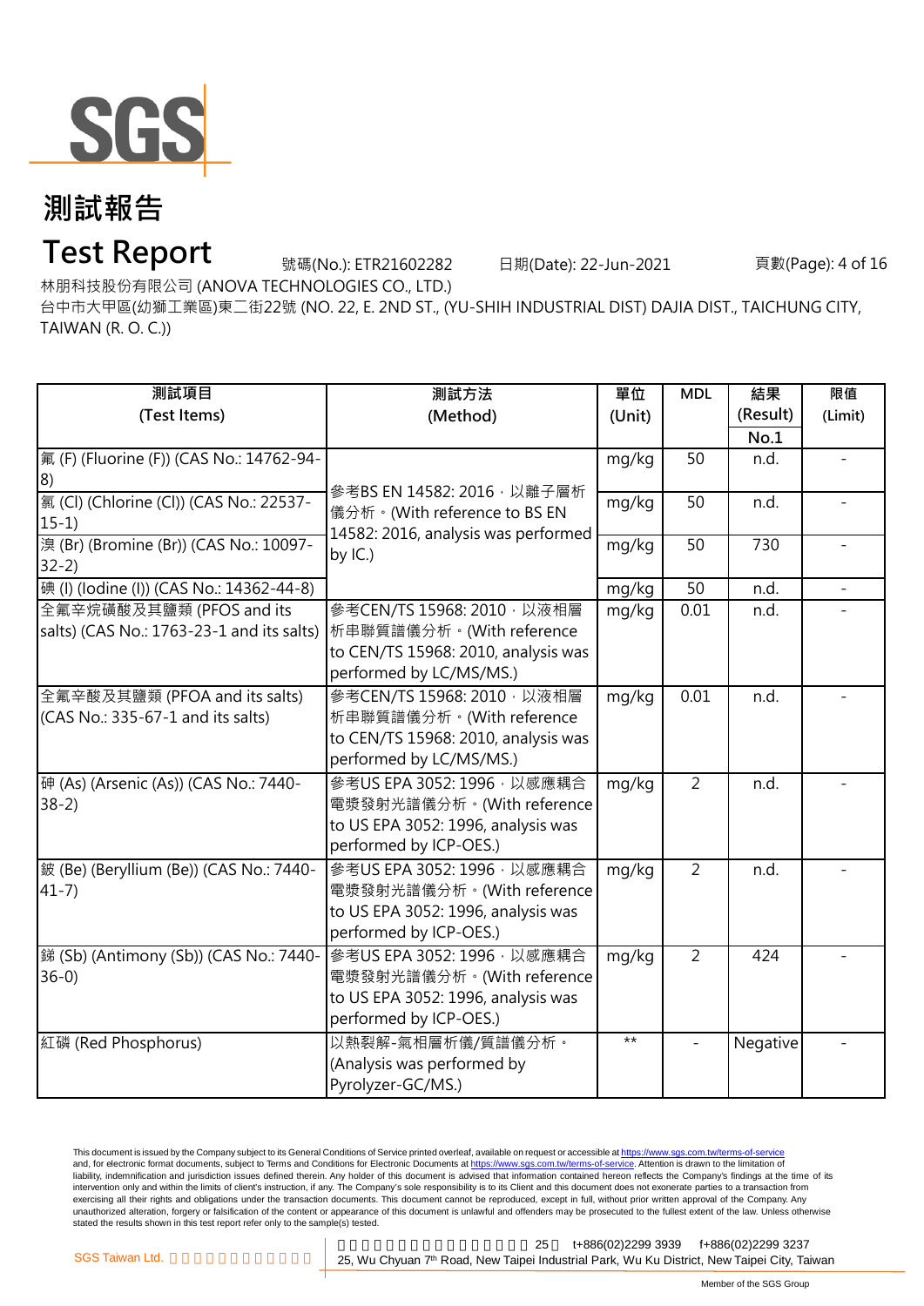# 測試報告

# Test Report

號碼(No.): ETR21602282　　日期(Date): 22-Jun-2021

林朋科技股份有限公司 (ANOVA TECHNOLOGIES CO., LTD.)

台中市大甲區(幼獅工業區)東二街22號 (NO. 22, E. 2ND ST., (YU-SHIH INDUSTRIAL DIST) DAJIA DIST., TAICHUNG CITY, TAIWAN (R. O. C.))

| 測試項目 (Test Items) | 測試方法 (Method) | 單位 (Unit) | MDL | 結果 (Result) No.1 | 限值 (Limit) |
|---|---|---|---|---|---|
| 氟 (F) (Fluorine (F)) (CAS No.: 14762-94-8) | 參考BS EN 14582: 2016，以離子層析儀分析。(With reference to BS EN 14582: 2016, analysis was performed by IC.) | mg/kg | 50 | n.d. | - |
| 氯 (Cl) (Chlorine (Cl)) (CAS No.: 22537-15-1) | | mg/kg | 50 | n.d. | - |
| 溴 (Br) (Bromine (Br)) (CAS No.: 10097-32-2) | | mg/kg | 50 | 730 | - |
| 碘 (I) (Iodine (I)) (CAS No.: 14362-44-8) | | mg/kg | 50 | n.d. | - |
| 全氟辛烷磺酸及其鹽類 (PFOS and its salts) (CAS No.: 1763-23-1 and its salts) | 參考CEN/TS 15968: 2010，以液相層析串聯質譜儀分析。(With reference to CEN/TS 15968: 2010, analysis was performed by LC/MS/MS.) | mg/kg | 0.01 | n.d. | - |
| 全氟辛酸及其鹽類 (PFOA and its salts) (CAS No.: 335-67-1 and its salts) | 參考CEN/TS 15968: 2010，以液相層析串聯質譜儀分析。(With reference to CEN/TS 15968: 2010, analysis was performed by LC/MS/MS.) | mg/kg | 0.01 | n.d. | - |
| 砷 (As) (Arsenic (As)) (CAS No.: 7440-38-2) | 參考US EPA 3052: 1996，以感應耦合電漿發射光譜儀分析。(With reference to US EPA 3052: 1996, analysis was performed by ICP-OES.) | mg/kg | 2 | n.d. | - |
| 鈹 (Be) (Beryllium (Be)) (CAS No.: 7440-41-7) | 參考US EPA 3052: 1996，以感應耦合電漿發射光譜儀分析。(With reference to US EPA 3052: 1996, analysis was performed by ICP-OES.) | mg/kg | 2 | n.d. | - |
| 銻 (Sb) (Antimony (Sb)) (CAS No.: 7440-36-0) | 參考US EPA 3052: 1996，以感應耦合電漿發射光譜儀分析。(With reference to US EPA 3052: 1996, analysis was performed by ICP-OES.) | mg/kg | 2 | 424 | - |
| 紅磷 (Red Phosphorus) | 以熱裂解-氣相層析儀/質譜儀分析。(Analysis was performed by Pyrolyzer-GC/MS.) | ** | - | Negative | - |

This document is issued by the Company subject to its General Conditions of Service printed overleaf, available on request or accessible at https://www.sgs.com.tw/terms-of-service and, for electronic format documents, subject to Terms and Conditions for Electronic Documents at https://www.sgs.com.tw/terms-of-service. Attention is drawn to the limitation of liability, indemnification and jurisdiction issues defined therein. Any holder of this document is advised that information contained hereon reflects the Company's findings at the time of its intervention only and within the limits of client's instruction, if any. The Company's sole responsibility is to its Client and this document does not exonerate parties to a transaction from exercising all their rights and obligations under the transaction documents. This document cannot be reproduced, except in full, without prior written approval of the Company. Any unauthorized alteration, forgery or falsification of the content or appearance of this document is unlawful and offenders may be prosecuted to the fullest extent of the law. Unless otherwise stated the results shown in this test report refer only to the sample(s) tested.

SGS Taiwan Ltd. t+886(02)2299 3939 f+886(02)2299 3237
25, Wu Chyuan 7th Road, New Taipei Industrial Park, Wu Ku District, New Taipei City, Taiwan

Member of the SGS Group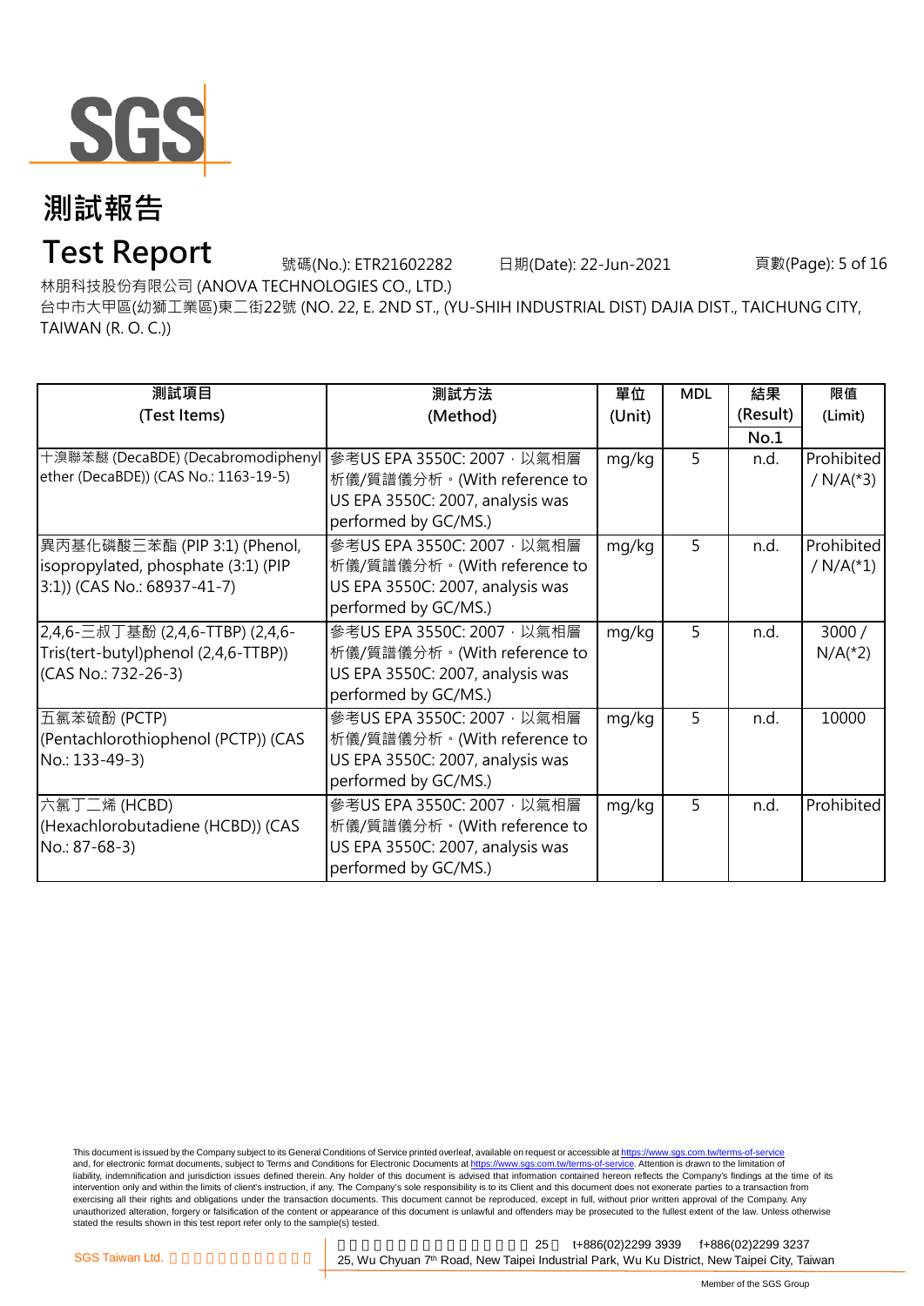# 測試報告

# Test Report

號碼(No.): ETR21602282　　日期(Date): 22-Jun-2021

林朋科技股份有限公司 (ANOVA TECHNOLOGIES CO., LTD.)

台中市大甲區(幼獅工業區)東二街22號 (NO. 22, E. 2ND ST., (YU-SHIH INDUSTRIAL DIST) DAJIA DIST., TAICHUNG CITY, TAIWAN (R. O. C.))

| 測試項目 (Test Items) | 測試方法 (Method) | 單位 (Unit) | MDL | 結果 (Result) No.1 | 限值 (Limit) |
|---|---|---|---|---|---|
| 十溴聯苯醚 (DecaBDE) (Decabromodiphenyl ether (DecaBDE)) (CAS No.: 1163-19-5) | 參考US EPA 3550C: 2007，以氣相層析儀/質譜儀分析。(With reference to US EPA 3550C: 2007, analysis was performed by GC/MS.) | mg/kg | 5 | n.d. | Prohibited / N/A(*3) |
| 異丙基化磷酸三苯酯 (PIP 3:1) (Phenol, isopropylated, phosphate (3:1) (PIP 3:1)) (CAS No.: 68937-41-7) | 參考US EPA 3550C: 2007，以氣相層析儀/質譜儀分析。(With reference to US EPA 3550C: 2007, analysis was performed by GC/MS.) | mg/kg | 5 | n.d. | Prohibited / N/A(*1) |
| 2,4,6-三叔丁基酚 (2,4,6-TTBP) (2,4,6-Tris(tert-butyl)phenol (2,4,6-TTBP)) (CAS No.: 732-26-3) | 參考US EPA 3550C: 2007，以氣相層析儀/質譜儀分析。(With reference to US EPA 3550C: 2007, analysis was performed by GC/MS.) | mg/kg | 5 | n.d. | 3000 / N/A(*2) |
| 五氯苯硫酚 (PCTP) (Pentachlorothiophenol (PCTP)) (CAS No.: 133-49-3) | 參考US EPA 3550C: 2007，以氣相層析儀/質譜儀分析。(With reference to US EPA 3550C: 2007, analysis was performed by GC/MS.) | mg/kg | 5 | n.d. | 10000 |
| 六氯丁二烯 (HCBD) (Hexachlorobutadiene (HCBD)) (CAS No.: 87-68-3) | 參考US EPA 3550C: 2007，以氣相層析儀/質譜儀分析。(With reference to US EPA 3550C: 2007, analysis was performed by GC/MS.) | mg/kg | 5 | n.d. | Prohibited |

This document is issued by the Company subject to its General Conditions of Service printed overleaf, available on request or accessible at https://www.sgs.com.tw/terms-of-service and, for electronic format documents, subject to Terms and Conditions for Electronic Documents at https://www.sgs.com.tw/terms-of-service. Attention is drawn to the limitation of liability, indemnification and jurisdiction issues defined therein. Any holder of this document is advised that information contained hereon reflects the Company's findings at the time of its intervention only and within the limits of client's instruction, if any. The Company's sole responsibility is to its Client and this document does not exonerate parties to a transaction from exercising all their rights and obligations under the transaction documents. This document cannot be reproduced, except in full, without prior written approval of the Company. Any unauthorized alteration, forgery or falsification of the content or appearance of this document is unlawful and offenders may be prosecuted to the fullest extent of the law. Unless otherwise stated the results shown in this test report refer only to the sample(s) tested.

SGS Taiwan Ltd. 25, Wu Chyuan 7th Road, New Taipei Industrial Park, Wu Ku District, New Taipei City, Taiwan t+886(02)2299 3939 f+886(02)2299 3237

Member of the SGS Group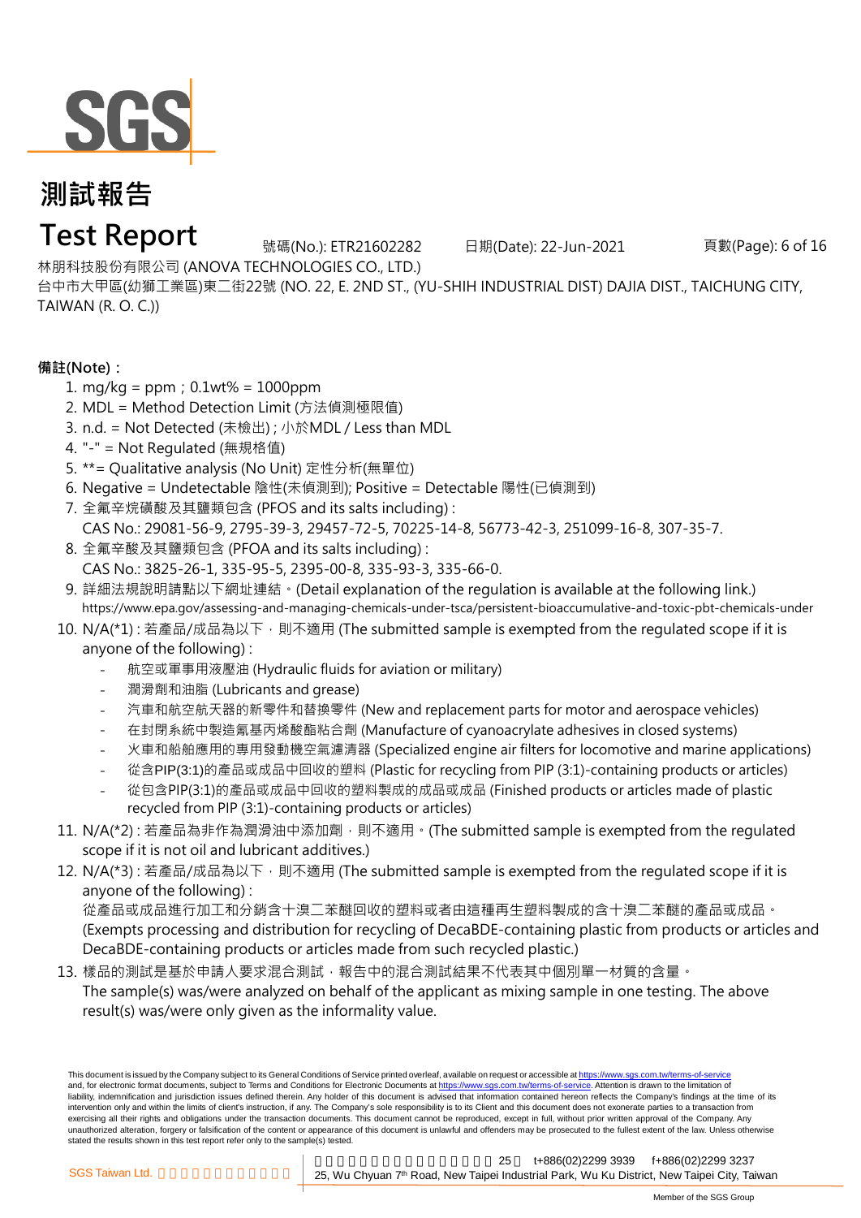# 測試報告

# Test Report

號碼(No.): ETR21602282　　日期(Date): 22-Jun-2021

林朋科技股份有限公司 (ANOVA TECHNOLOGIES CO., LTD.)

台中市大甲區(幼獅工業區)東二街22號 (NO. 22, E. 2ND ST., (YU-SHIH INDUSTRIAL DIST) DAJIA DIST., TAICHUNG CITY, TAIWAN (R. O. C.))

**備註(Note)：**

1. mg/kg = ppm；0.1wt% = 1000ppm
2. MDL = Method Detection Limit (方法偵測極限值)
3. n.d. = Not Detected (未檢出)；小於MDL / Less than MDL
4. "-" = Not Regulated (無規格值)
5. **= Qualitative analysis (No Unit) 定性分析(無單位)
6. Negative = Undetectable 陰性(未偵測到); Positive = Detectable 陽性(已偵測到)
7. 全氟辛烷磺酸及其鹽類包含 (PFOS and its salts including) :
   CAS No.: 29081-56-9, 2795-39-3, 29457-72-5, 70225-14-8, 56773-42-3, 251099-16-8, 307-35-7.
8. 全氟辛酸及其鹽類包含 (PFOA and its salts including) :
   CAS No.: 3825-26-1, 335-95-5, 2395-00-8, 335-93-3, 335-66-0.
9. 詳細法規說明請點以下網址連結。(Detail explanation of the regulation is available at the following link.)
   https://www.epa.gov/assessing-and-managing-chemicals-under-tsca/persistent-bioaccumulative-and-toxic-pbt-chemicals-under
10. N/A(*1) : 若產品/成品為以下，則不適用 (The submitted sample is exempted from the regulated scope if it is anyone of the following) :
    - 航空或軍事用液壓油 (Hydraulic fluids for aviation or military)
    - 潤滑劑和油脂 (Lubricants and grease)
    - 汽車和航空航天器的新零件和替換零件 (New and replacement parts for motor and aerospace vehicles)
    - 在封閉系統中製造氰基丙烯酸酯粘合劑 (Manufacture of cyanoacrylate adhesives in closed systems)
    - 火車和船舶應用的專用發動機空氣濾清器 (Specialized engine air filters for locomotive and marine applications)
    - 從含PIP(3:1)的產品或成品中回收的塑料 (Plastic for recycling from PIP (3:1)-containing products or articles)
    - 從包含PIP(3:1)的產品或成品中回收的塑料製成的成品或成品 (Finished products or articles made of plastic recycled from PIP (3:1)-containing products or articles)
11. N/A(*2) : 若產品為非作為潤滑油中添加劑，則不適用。(The submitted sample is exempted from the regulated scope if it is not oil and lubricant additives.)
12. N/A(*3) : 若產品/成品為以下，則不適用 (The submitted sample is exempted from the regulated scope if it is anyone of the following) :
    從產品或成品進行加工和分銷含十溴二苯醚回收的塑料或者由這種再生塑料製成的含十溴二苯醚的產品或成品。
    (Exempts processing and distribution for recycling of DecaBDE-containing plastic from products or articles and DecaBDE-containing products or articles made from such recycled plastic.)
13. 樣品的測試是基於申請人要求混合測試，報告中的混合測試結果不代表其中個別單一材質的含量。
    The sample(s) was/were analyzed on behalf of the applicant as mixing sample in one testing. The above result(s) was/were only given as the informality value.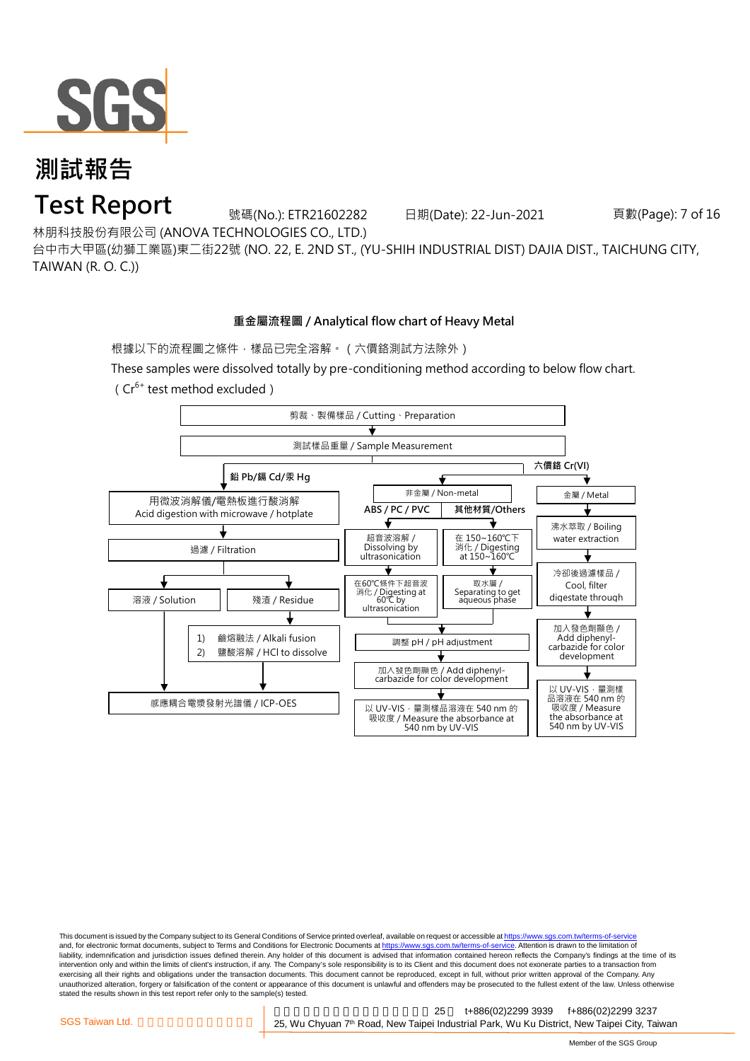# 測試報告

# Test Report

號碼(No.): ETR21602282　　日期(Date): 22-Jun-2021

林朋科技股份有限公司 (ANOVA TECHNOLOGIES CO., LTD.)

台中市大甲區(幼獅工業區)東二街22號 (NO. 22, E. 2ND ST., (YU-SHIH INDUSTRIAL DIST) DAJIA DIST., TAICHUNG CITY, TAIWAN (R. O. C.))

## 重金屬流程圖 / Analytical flow chart of Heavy Metal

根據以下的流程圖之條件，樣品已完全溶解。（六價鉻測試方法除外）

These samples were dissolved totally by pre-conditioning method according to below flow chart.

（$Cr^{6+}$ test method excluded）

剪裁、製備樣品 / Cutting、Preparation

↓

測試樣品重量 / Sample Measurement

↓

**鉛 Pb/鎘 Cd/汞 Hg**

- 用微波消解儀/電熱板進行酸消解 / Acid digestion with microwave / hotplate
- ↓ 過濾 / Filtration
- ↓ 溶液 / Solution ｜ 殘渣 / Residue
  - 殘渣 / Residue → 1) 鹼熔融法 / Alkali fusion　2) 鹽酸溶解 / HCl to dissolve
- ↓ 感應耦合電漿發射光譜儀 / ICP-OES

**六價鉻 Cr(VI)**

- 非金屬 / Non-metal
  - **ABS / PC / PVC**
    - 超音波溶解 / Dissolving by ultrasonication
    - ↓ 在60℃條件下超音波消化 / Digesting at 60℃ by ultrasonication
  - **其他材質/Others**
    - 在 150~160℃下消化 / Digesting at 150~160℃
    - ↓ 取水層 / Separating to get aqueous phase
  - ↓ 調整 pH / pH adjustment
  - ↓ 加入發色劑顯色 / Add diphenyl-carbazide for color development
  - ↓ 以 UV-VIS，量測樣品溶液在 540 nm 的吸收度 / Measure the absorbance at 540 nm by UV-VIS
- 金屬 / Metal
  - ↓ 沸水萃取 / Boiling water extraction
  - ↓ 冷卻後過濾樣品 / Cool, filter digestate through
  - ↓ 加入發色劑顯色 / Add diphenyl-carbazide for color development
  - ↓ 以 UV-VIS，量測樣品溶液在 540 nm 的吸收度 / Measure the absorbance at 540 nm by UV-VIS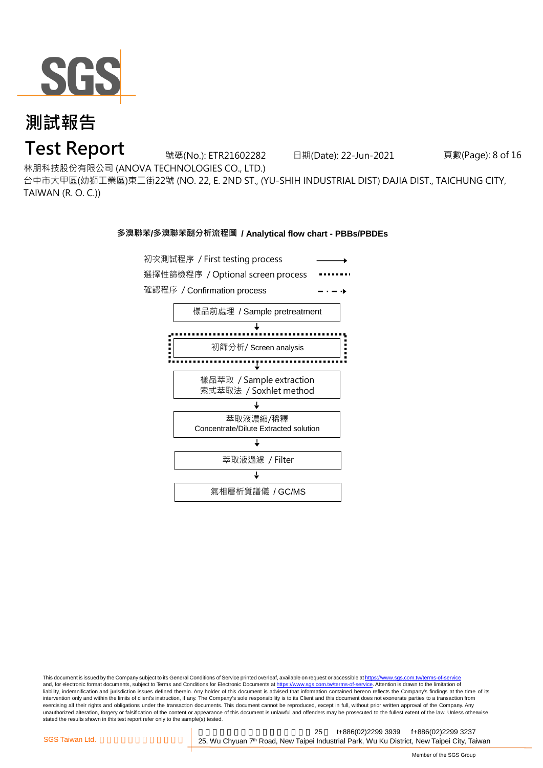# 測試報告

# Test Report

號碼(No.): ETR21602282　日期(Date): 22-Jun-2021

林朋科技股份有限公司 (ANOVA TECHNOLOGIES CO., LTD.)

台中市大甲區(幼獅工業區)東二街22號 (NO. 22, E. 2ND ST., (YU-SHIH INDUSTRIAL DIST) DAJIA DIST., TAICHUNG CITY, TAIWAN (R. O. C.))

**多溴聯苯/多溴聯苯醚分析流程圖 / Analytical flow chart - PBBs/PBDEs**

初次測試程序 / First testing process →

選擇性篩檢程序 / Optional screen process ········

確認程序 / Confirmation process – · – ·→

樣品前處理 / Sample pretreatment

↓

初篩分析/ Screen analysis

↓

樣品萃取 / Sample extraction
索式萃取法 / Soxhlet method

↓

萃取液濃縮/稀釋
Concentrate/Dilute Extracted solution

↓

萃取液過濾 / Filter

↓

氣相層析質譜儀 / GC/MS

This document is issued by the Company subject to its General Conditions of Service printed overleaf, available on request or accessible at https://www.sgs.com.tw/terms-of-service and, for electronic format documents, subject to Terms and Conditions for Electronic Documents at https://www.sgs.com.tw/terms-of-service. Attention is drawn to the limitation of liability, indemnification and jurisdiction issues defined therein. Any holder of this document is advised that information contained hereon reflects the Company's findings at the time of its intervention only and within the limits of client's instruction, if any. The Company's sole responsibility is to its Client and this document does not exonerate parties to a transaction from exercising all their rights and obligations under the transaction documents. This document cannot be reproduced, except in full, without prior written approval of the Company. Any unauthorized alteration, forgery or falsification of the content or appearance of this document is unlawful and offenders may be prosecuted to the fullest extent of the law. Unless otherwise stated the results shown in this test report refer only to the sample(s) tested.

SGS Taiwan Ltd. | 25, Wu Chyuan 7th Road, New Taipei Industrial Park, Wu Ku District, New Taipei City, Taiwan　t+886(02)2299 3939　f+886(02)2299 3237

Member of the SGS Group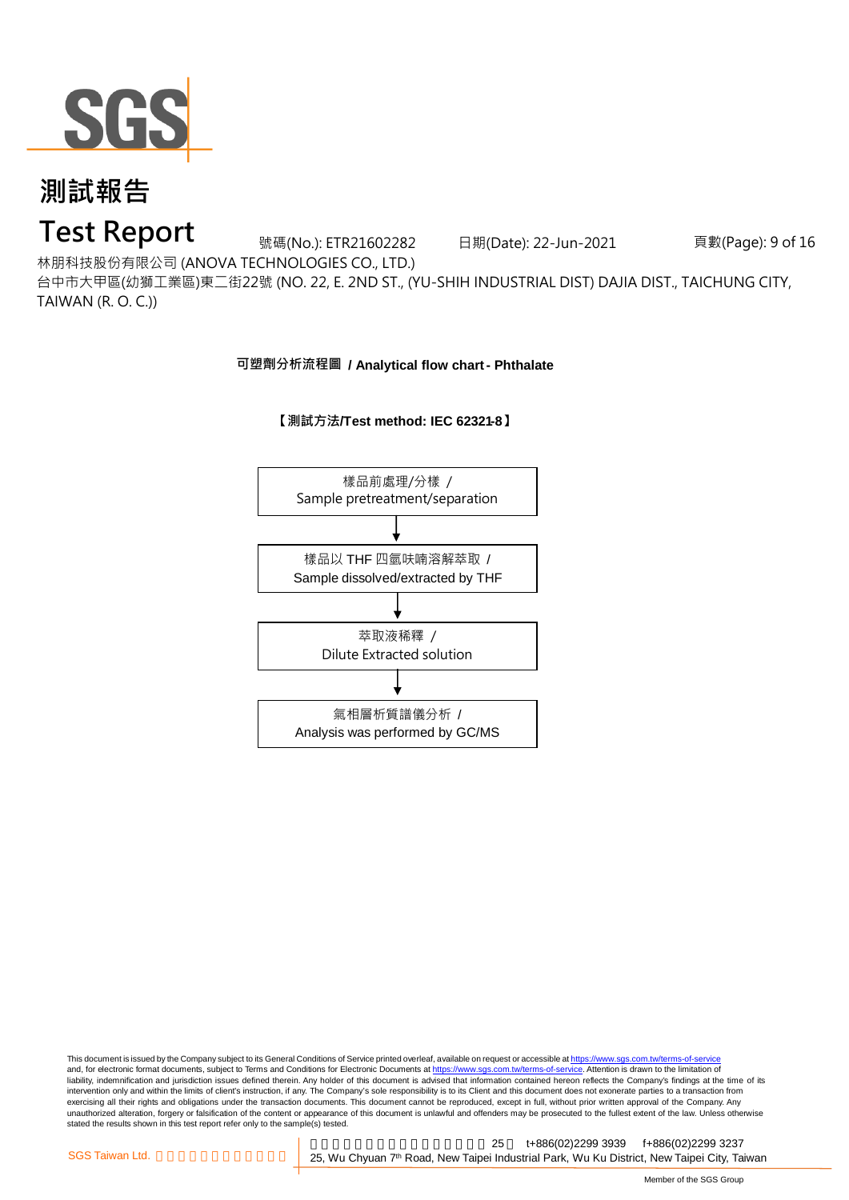# 測試報告

# Test Report

號碼(No.): ETR21602282　　日期(Date): 22-Jun-2021

林朋科技股份有限公司 (ANOVA TECHNOLOGIES CO., LTD.)

台中市大甲區(幼獅工業區)東二街22號 (NO. 22, E. 2ND ST., (YU-SHIH INDUSTRIAL DIST) DAJIA DIST., TAICHUNG CITY, TAIWAN (R. O. C.))

**可塑劑分析流程圖 / Analytical flow chart - Phthalate**

**【測試方法/Test method: IEC 62321-8】**

樣品前處理/分樣 / Sample pretreatment/separation

↓

樣品以 THF 四氫呋喃溶解萃取 / Sample dissolved/extracted by THF

↓

萃取液稀釋 / Dilute Extracted solution

↓

氣相層析質譜儀分析 / Analysis was performed by GC/MS

This document is issued by the Company subject to its General Conditions of Service printed overleaf, available on request or accessible at https://www.sgs.com.tw/terms-of-service and, for electronic format documents, subject to Terms and Conditions for Electronic Documents at https://www.sgs.com.tw/terms-of-service. Attention is drawn to the limitation of liability, indemnification and jurisdiction issues defined therein. Any holder of this document is advised that information contained hereon reflects the Company's findings at the time of its intervention only and within the limits of client's instruction, if any. The Company's sole responsibility is to its Client and this document does not exonerate parties to a transaction from exercising all their rights and obligations under the transaction documents. This document cannot be reproduced, except in full, without prior written approval of the Company. Any unauthorized alteration, forgery or falsification of the content or appearance of this document is unlawful and offenders may be prosecuted to the fullest extent of the law. Unless otherwise stated the results shown in this test report refer only to the sample(s) tested.

SGS Taiwan Ltd. | 25, Wu Chyuan 7th Road, New Taipei Industrial Park, Wu Ku District, New Taipei City, Taiwan | t+886(02)2299 3939 | f+886(02)2299 3237

Member of the SGS Group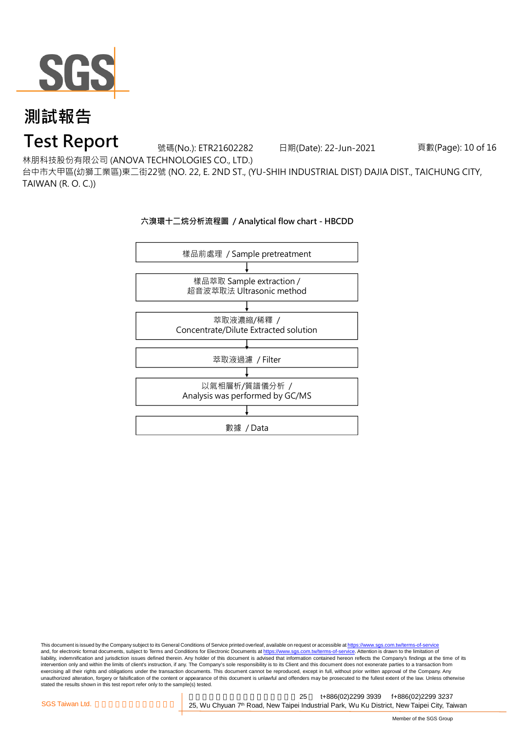# 測試報告

# Test Report

號碼(No.): ETR21602282　　日期(Date): 22-Jun-2021

林朋科技股份有限公司 (ANOVA TECHNOLOGIES CO., LTD.)

台中市大甲區(幼獅工業區)東二街22號 (NO. 22, E. 2ND ST., (YU-SHIH INDUSTRIAL DIST) DAJIA DIST., TAICHUNG CITY, TAIWAN (R. O. C.))

**六溴環十二烷分析流程圖 / Analytical flow chart - HBCDD**

樣品前處理 / Sample pretreatment

↓

樣品萃取 Sample extraction /
超音波萃取法 Ultrasonic method

↓

萃取液濃縮/稀釋 /
Concentrate/Dilute Extracted solution

↓

萃取液過濾 / Filter

↓

以氣相層析/質譜儀分析 /
Analysis was performed by GC/MS

↓

數據 / Data

This document is issued by the Company subject to its General Conditions of Service printed overleaf, available on request or accessible at https://www.sgs.com.tw/terms-of-service and, for electronic format documents, subject to Terms and Conditions for Electronic Documents at https://www.sgs.com.tw/terms-of-service. Attention is drawn to the limitation of liability, indemnification and jurisdiction issues defined therein. Any holder of this document is advised that information contained hereon reflects the Company's findings at the time of its intervention only and within the limits of client's instruction, if any. The Company's sole responsibility is to its Client and this document does not exonerate parties to a transaction from exercising all their rights and obligations under the transaction documents. This document cannot be reproduced, except in full, without prior written approval of the Company. Any unauthorized alteration, forgery or falsification of the content or appearance of this document is unlawful and offenders may be prosecuted to the fullest extent of the law. Unless otherwise stated the results shown in this test report refer only to the sample(s) tested.

SGS Taiwan Ltd. 　t+886(02)2299 3939　f+886(02)2299 3237

25, Wu Chyuan 7th Road, New Taipei Industrial Park, Wu Ku District, New Taipei City, Taiwan

Member of the SGS Group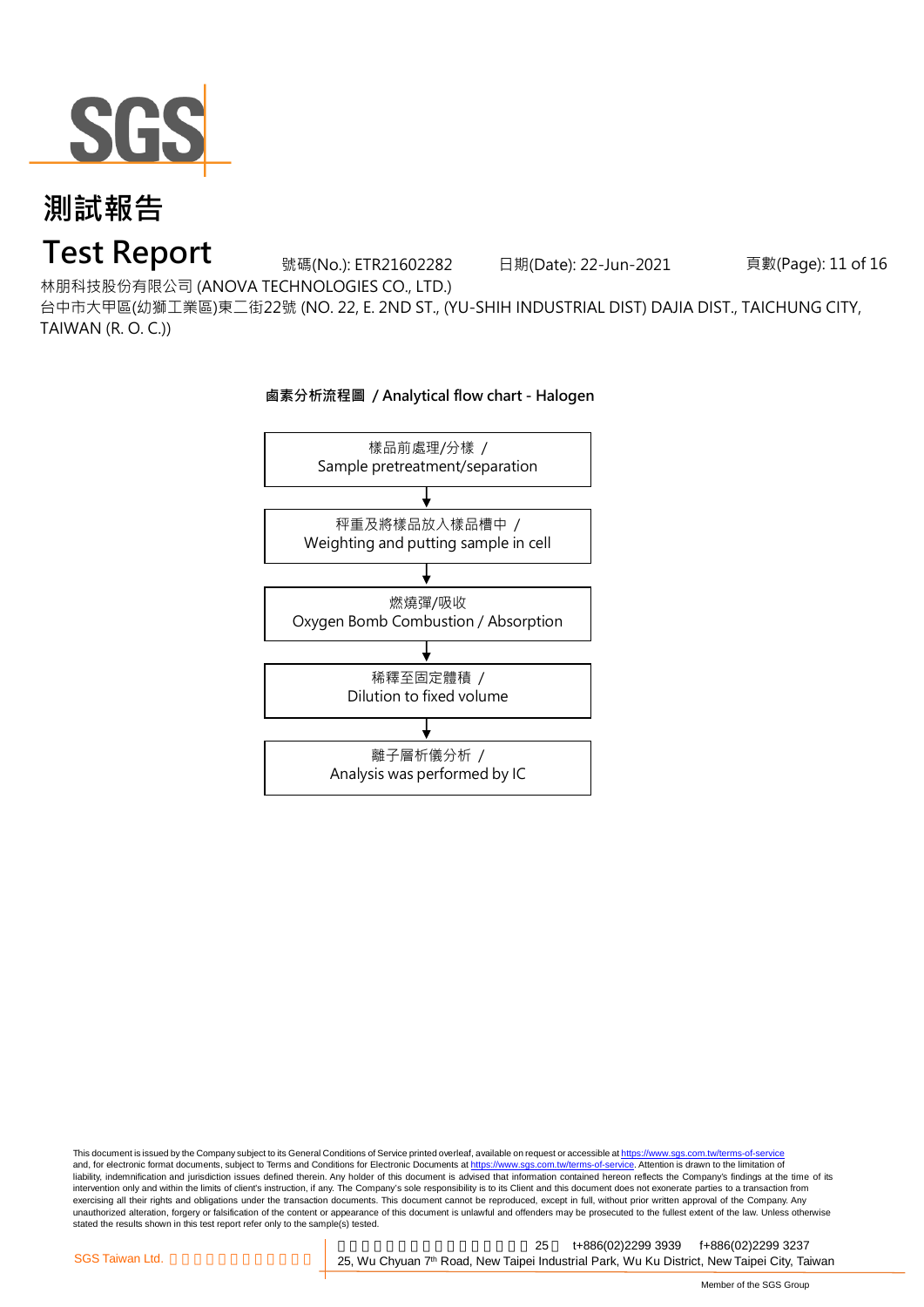# 測試報告

# Test Report

號碼(No.): ETR21602282　　日期(Date): 22-Jun-2021

林朋科技股份有限公司 (ANOVA TECHNOLOGIES CO., LTD.)

台中市大甲區(幼獅工業區)東二街22號 (NO. 22, E. 2ND ST., (YU-SHIH INDUSTRIAL DIST) DAJIA DIST., TAICHUNG CITY, TAIWAN (R. O. C.))

**鹵素分析流程圖 / Analytical flow chart - Halogen**

樣品前處理/分樣 / Sample pretreatment/separation

↓

秤重及將樣品放入樣品槽中 / Weighting and putting sample in cell

↓

燃燒彈/吸收 Oxygen Bomb Combustion / Absorption

↓

稀釋至固定體積 / Dilution to fixed volume

↓

離子層析儀分析 / Analysis was performed by IC

This document is issued by the Company subject to its General Conditions of Service printed overleaf, available on request or accessible at https://www.sgs.com.tw/terms-of-service and, for electronic format documents, subject to Terms and Conditions for Electronic Documents at https://www.sgs.com.tw/terms-of-service. Attention is drawn to the limitation of liability, indemnification and jurisdiction issues defined therein. Any holder of this document is advised that information contained hereon reflects the Company's findings at the time of its intervention only and within the limits of client's instruction, if any. The Company's sole responsibility is to its Client and this document does not exonerate parties to a transaction from exercising all their rights and obligations under the transaction documents. This document cannot be reproduced, except in full, without prior written approval of the Company. Any unauthorized alteration, forgery or falsification of the content or appearance of this document is unlawful and offenders may be prosecuted to the fullest extent of the law. Unless otherwise stated the results shown in this test report refer only to the sample(s) tested.

SGS Taiwan Ltd. 　25　t+886(02)2299 3939　f+886(02)2299 3237
25, Wu Chyuan 7th Road, New Taipei Industrial Park, Wu Ku District, New Taipei City, Taiwan

Member of the SGS Group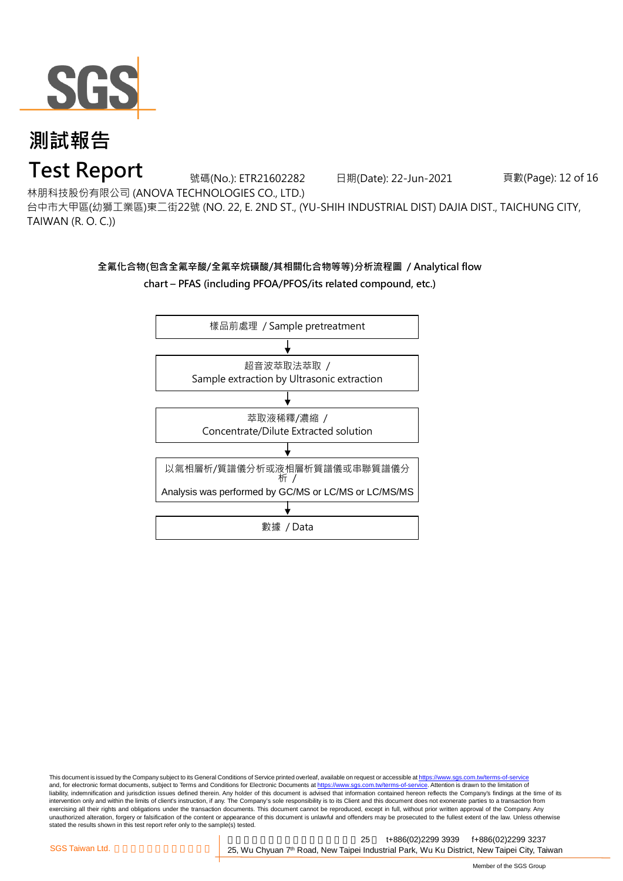# 測試報告

# Test Report

號碼(No.): ETR21602282　　日期(Date): 22-Jun-2021

林朋科技股份有限公司 (ANOVA TECHNOLOGIES CO., LTD.)

台中市大甲區(幼獅工業區)東二街22號 (NO. 22, E. 2ND ST., (YU-SHIH INDUSTRIAL DIST) DAJIA DIST., TAICHUNG CITY, TAIWAN (R. O. C.))

**全氟化合物(包含全氟辛酸/全氟辛烷磺酸/其相關化合物等等)分析流程圖 / Analytical flow chart – PFAS (including PFOA/PFOS/its related compound, etc.)**

樣品前處理 / Sample pretreatment

↓

超音波萃取法萃取 /
Sample extraction by Ultrasonic extraction

↓

萃取液稀釋/濃縮 /
Concentrate/Dilute Extracted solution

↓

以氣相層析/質譜儀分析或液相層析質譜儀或串聯質譜儀分析 /
Analysis was performed by GC/MS or LC/MS or LC/MS/MS

↓

數據 / Data

This document is issued by the Company subject to its General Conditions of Service printed overleaf, available on request or accessible at https://www.sgs.com.tw/terms-of-service and, for electronic format documents, subject to Terms and Conditions for Electronic Documents at https://www.sgs.com.tw/terms-of-service. Attention is drawn to the limitation of liability, indemnification and jurisdiction issues defined therein. Any holder of this document is advised that information contained hereon reflects the Company's findings at the time of its intervention only and within the limits of client's instruction, if any. The Company's sole responsibility is to its Client and this document does not exonerate parties to a transaction from exercising all their rights and obligations under the transaction documents. This document cannot be reproduced, except in full, without prior written approval of the Company. Any unauthorized alteration, forgery or falsification of the content or appearance of this document is unlawful and offenders may be prosecuted to the fullest extent of the law. Unless otherwise stated the results shown in this test report refer only to the sample(s) tested.

SGS Taiwan Ltd. | 25 t+886(02)2299 3939 f+886(02)2299 3237
25, Wu Chyuan 7th Road, New Taipei Industrial Park, Wu Ku District, New Taipei City, Taiwan

Member of the SGS Group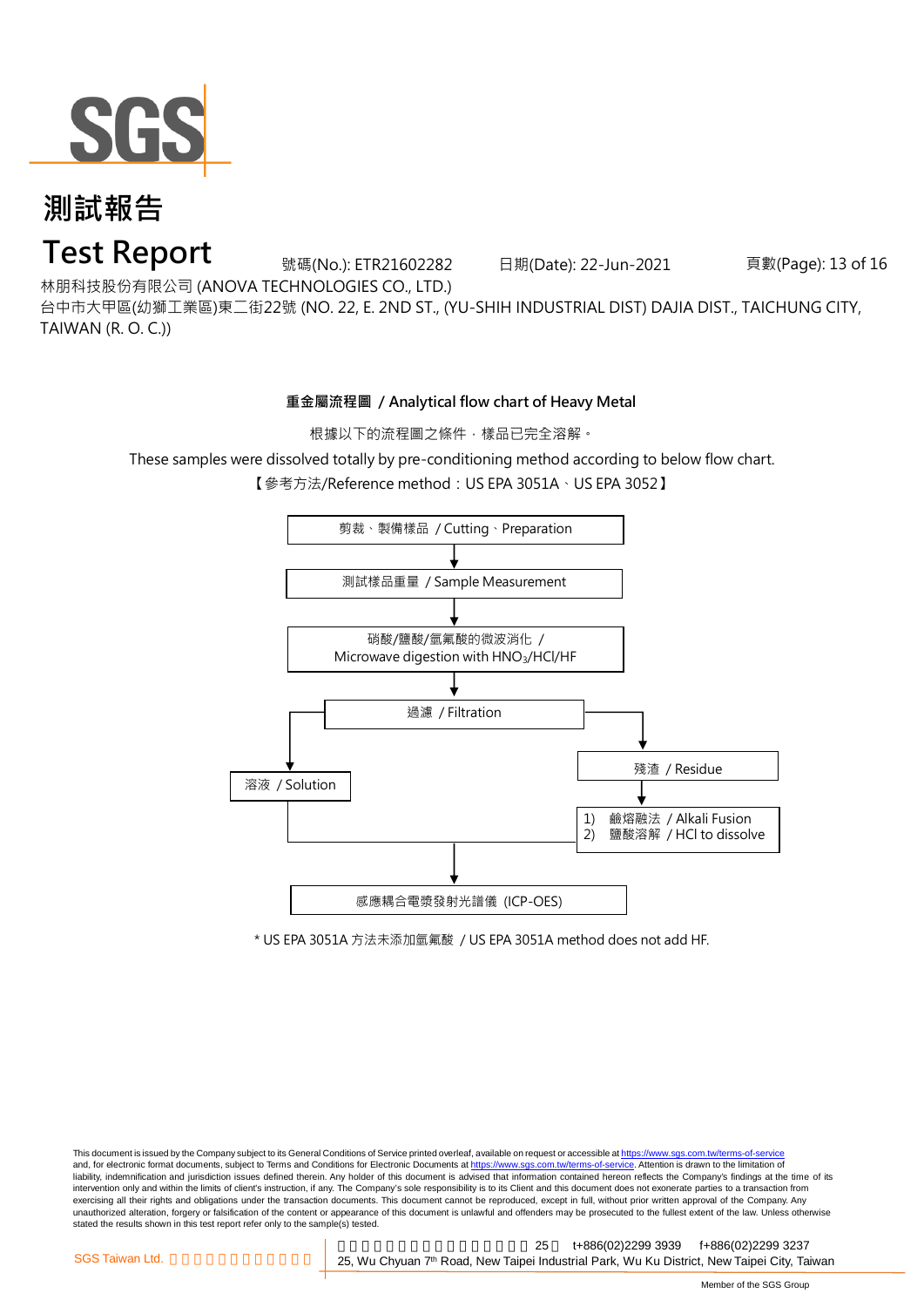# 測試報告

# Test Report

號碼(No.): ETR21602282　　日期(Date): 22-Jun-2021

林朋科技股份有限公司 (ANOVA TECHNOLOGIES CO., LTD.)

台中市大甲區(幼獅工業區)東二街22號 (NO. 22, E. 2ND ST., (YU-SHIH INDUSTRIAL DIST) DAJIA DIST., TAICHUNG CITY, TAIWAN (R. O. C.))

## 重金屬流程圖 / Analytical flow chart of Heavy Metal

根據以下的流程圖之條件，樣品已完全溶解。

These samples were dissolved totally by pre-conditioning method according to below flow chart.

【參考方法/Reference method：US EPA 3051A、US EPA 3052】

剪裁、製備樣品 / Cutting、Preparation

↓

測試樣品重量 / Sample Measurement

↓

硝酸/鹽酸/氫氟酸的微波消化 / Microwave digestion with $HNO_3$/HCl/HF

↓

過濾 / Filtration

→ 溶液 / Solution

→ 殘渣 / Residue → 1) 鹼熔融法 / Alkali Fusion 2) 鹽酸溶解 / HCl to dissolve

↓

感應耦合電漿發射光譜儀 (ICP-OES)

* US EPA 3051A 方法未添加氫氟酸 / US EPA 3051A method does not add HF.

This document is issued by the Company subject to its General Conditions of Service printed overleaf, available on request or accessible at https://www.sgs.com.tw/terms-of-service and, for electronic format documents, subject to Terms and Conditions for Electronic Documents at https://www.sgs.com.tw/terms-of-service. Attention is drawn to the limitation of liability, indemnification and jurisdiction issues defined therein. Any holder of this document is advised that information contained hereon reflects the Company's findings at the time of its intervention only and within the limits of client's instruction, if any. The Company's sole responsibility is to its Client and this document does not exonerate parties to a transaction from exercising all their rights and obligations under the transaction documents. This document cannot be reproduced, except in full, without prior written approval of the Company. Any unauthorized alteration, forgery or falsification of the content or appearance of this document is unlawful and offenders may be prosecuted to the fullest extent of the law. Unless otherwise stated the results shown in this test report refer only to the sample(s) tested.

SGS Taiwan Ltd. 25 t+886(02)2299 3939 f+886(02)2299 3237 25, Wu Chyuan 7th Road, New Taipei Industrial Park, Wu Ku District, New Taipei City, Taiwan

Member of the SGS Group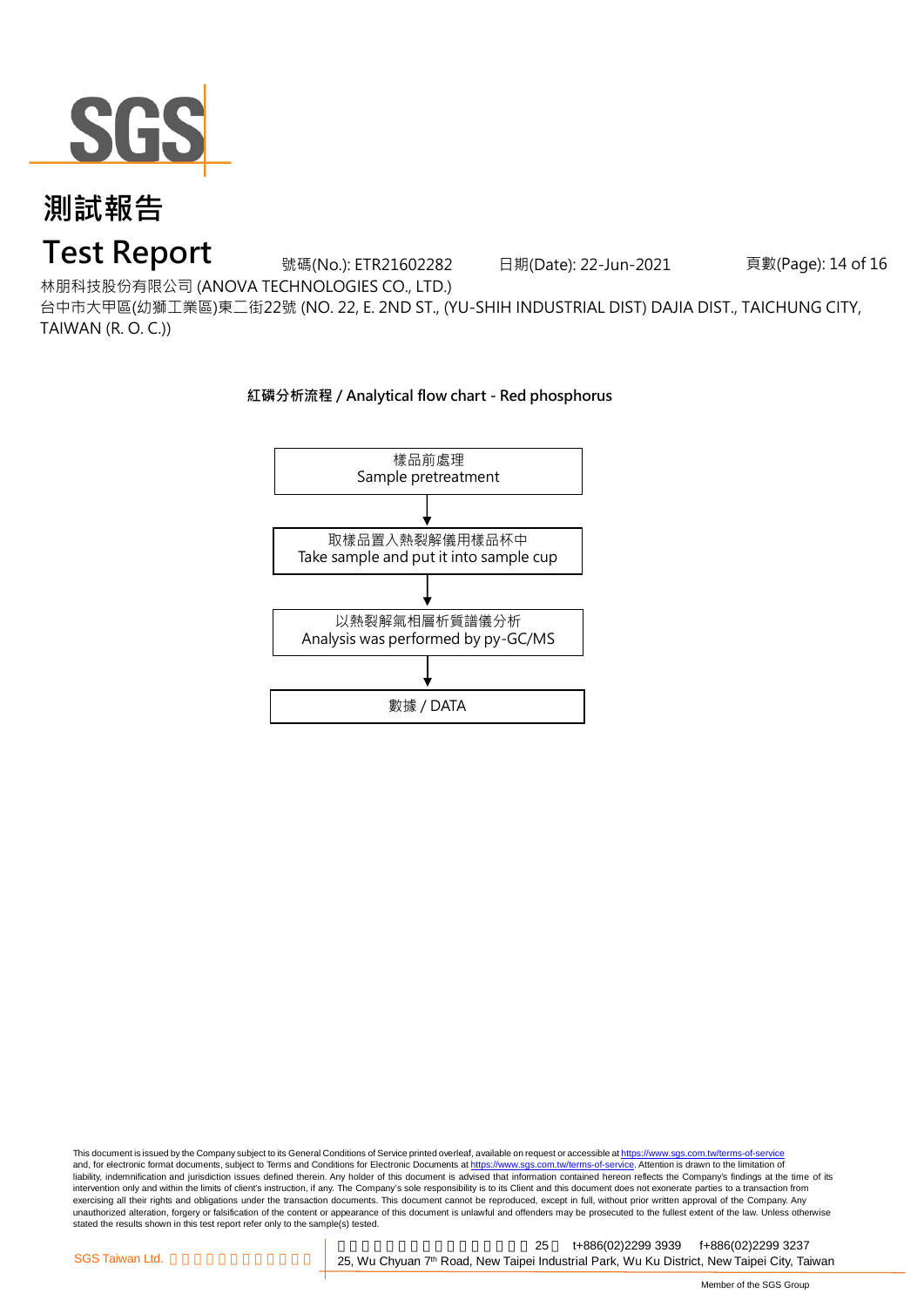# 測試報告

# Test Report

號碼(No.): ETR21602282　　日期(Date): 22-Jun-2021

林朋科技股份有限公司 (ANOVA TECHNOLOGIES CO., LTD.)

台中市大甲區(幼獅工業區)東二街22號 (NO. 22, E. 2ND ST., (YU-SHIH INDUSTRIAL DIST) DAJIA DIST., TAICHUNG CITY, TAIWAN (R. O. C.))

**紅磷分析流程 / Analytical flow chart - Red phosphorus**

樣品前處理
Sample pretreatment

↓

取樣品置入熱裂解儀用樣品杯中
Take sample and put it into sample cup

↓

以熱裂解氣相層析質譜儀分析
Analysis was performed by py-GC/MS

↓

數據 / DATA

This document is issued by the Company subject to its General Conditions of Service printed overleaf, available on request or accessible at https://www.sgs.com.tw/terms-of-service and, for electronic format documents, subject to Terms and Conditions for Electronic Documents at https://www.sgs.com.tw/terms-of-service. Attention is drawn to the limitation of liability, indemnification and jurisdiction issues defined therein. Any holder of this document is advised that information contained hereon reflects the Company's findings at the time of its intervention only and within the limits of client's instruction, if any. The Company's sole responsibility is to its Client and this document does not exonerate parties to a transaction from exercising all their rights and obligations under the transaction documents. This document cannot be reproduced, except in full, without prior written approval of the Company. Any unauthorized alteration, forgery or falsification of the content or appearance of this document is unlawful and offenders may be prosecuted to the fullest extent of the law. Unless otherwise stated the results shown in this test report refer only to the sample(s) tested.

SGS Taiwan Ltd. | 25, Wu Chyuan 7th Road, New Taipei Industrial Park, Wu Ku District, New Taipei City, Taiwan | t+886(02)2299 3939 f+886(02)2299 3237

Member of the SGS Group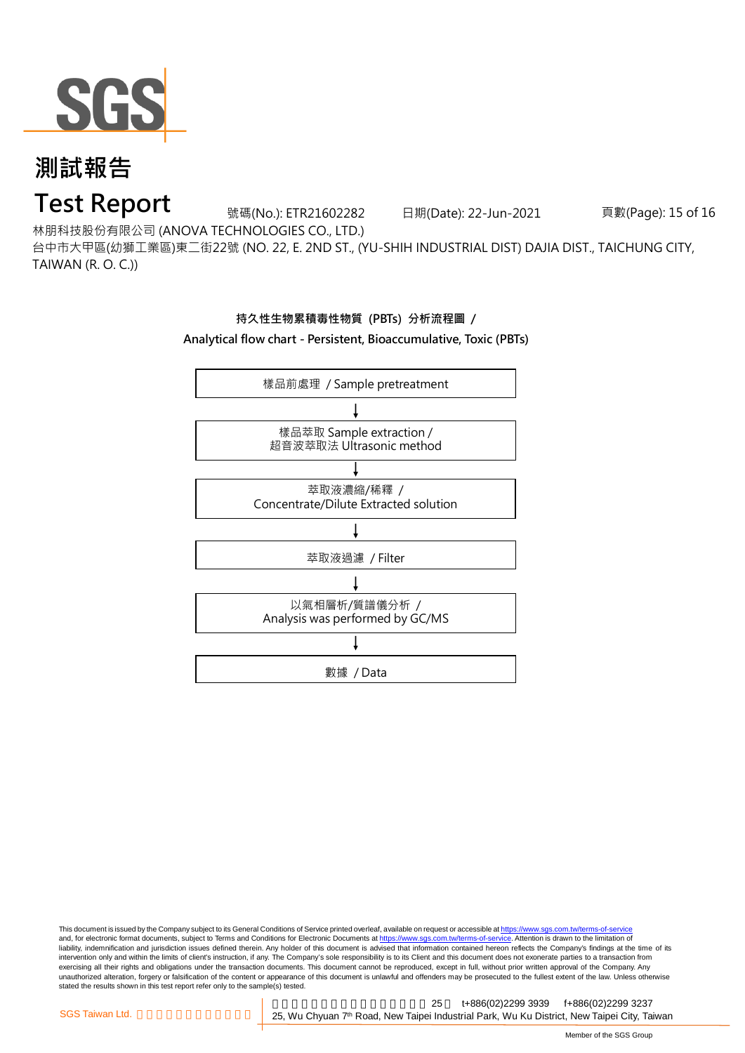# 測試報告

# Test Report

號碼(No.): ETR21602282　　日期(Date): 22-Jun-2021

林朋科技股份有限公司 (ANOVA TECHNOLOGIES CO., LTD.)

台中市大甲區(幼獅工業區)東二街22號 (NO. 22, E. 2ND ST., (YU-SHIH INDUSTRIAL DIST) DAJIA DIST., TAICHUNG CITY, TAIWAN (R. O. C.))

**持久性生物累積毒性物質 (PBTs) 分析流程圖 /**

**Analytical flow chart - Persistent, Bioaccumulative, Toxic (PBTs)**

樣品前處理 / Sample pretreatment

↓

樣品萃取 Sample extraction /
超音波萃取法 Ultrasonic method

↓

萃取液濃縮/稀釋 /
Concentrate/Dilute Extracted solution

↓

萃取液過濾 / Filter

↓

以氣相層析/質譜儀分析 /
Analysis was performed by GC/MS

↓

數據 / Data

This document is issued by the Company subject to its General Conditions of Service printed overleaf, available on request or accessible at https://www.sgs.com.tw/terms-of-service and, for electronic format documents, subject to Terms and Conditions for Electronic Documents at https://www.sgs.com.tw/terms-of-service. Attention is drawn to the limitation of liability, indemnification and jurisdiction issues defined therein. Any holder of this document is advised that information contained hereon reflects the Company's findings at the time of its intervention only and within the limits of client's instruction, if any. The Company's sole responsibility is to its Client and this document does not exonerate parties to a transaction from exercising all their rights and obligations under the transaction documents. This document cannot be reproduced, except in full, without prior written approval of the Company. Any unauthorized alteration, forgery or falsification of the content or appearance of this document is unlawful and offenders may be prosecuted to the fullest extent of the law. Unless otherwise stated the results shown in this test report refer only to the sample(s) tested.

SGS Taiwan Ltd. | 25, Wu Chyuan 7th Road, New Taipei Industrial Park, Wu Ku District, New Taipei City, Taiwan | t+886(02)2299 3939 f+886(02)2299 3237

Member of the SGS Group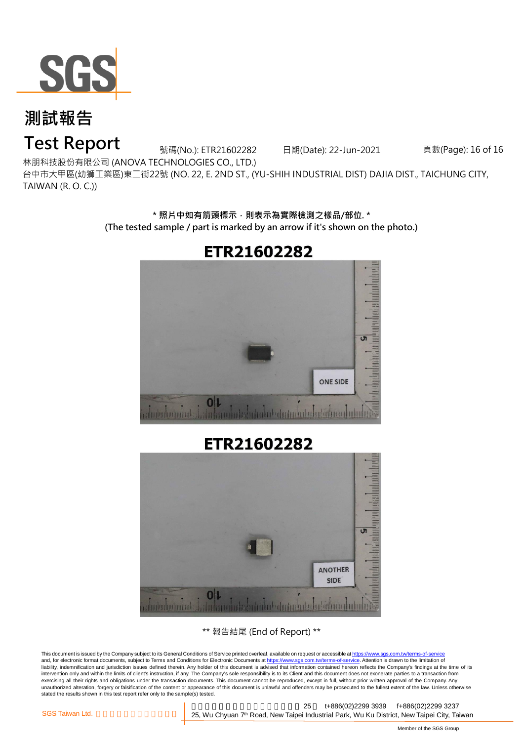# 測試報告

# Test Report

號碼(No.): ETR21602282　　日期(Date): 22-Jun-2021

林朋科技股份有限公司 (ANOVA TECHNOLOGIES CO., LTD.)

台中市大甲區(幼獅工業區)東二街22號 (NO. 22, E. 2ND ST., (YU-SHIH INDUSTRIAL DIST) DAJIA DIST., TAICHUNG CITY, TAIWAN (R. O. C.))

**\* 照片中如有箭頭標示，則表示為實際檢測之樣品/部位. \***
**(The tested sample / part is marked by an arrow if it's shown on the photo.)**

**ETR21602282**

ONE SIDE

**ETR21602282**

ANOTHER SIDE

** 報告結尾 (End of Report) **

This document is issued by the Company subject to its General Conditions of Service printed overleaf, available on request or accessible at https://www.sgs.com.tw/terms-of-service and, for electronic format documents, subject to Terms and Conditions for Electronic Documents at https://www.sgs.com.tw/terms-of-service. Attention is drawn to the limitation of liability, indemnification and jurisdiction issues defined therein. Any holder of this document is advised that information contained hereon reflects the Company's findings at the time of its intervention only and within the limits of client's instruction, if any. The Company's sole responsibility is to its Client and this document does not exonerate parties to a transaction from exercising all their rights and obligations under the transaction documents. This document cannot be reproduced, except in full, without prior written approval of the Company. Any unauthorized alteration, forgery or falsification of the content or appearance of this document is unlawful and offenders may be prosecuted to the fullest extent of the law. Unless otherwise stated the results shown in this test report refer only to the sample(s) tested.

SGS Taiwan Ltd. | 25 t+886(02)2299 3939 f+886(02)2299 3237
25, Wu Chyuan 7th Road, New Taipei Industrial Park, Wu Ku District, New Taipei City, Taiwan

Member of the SGS Group